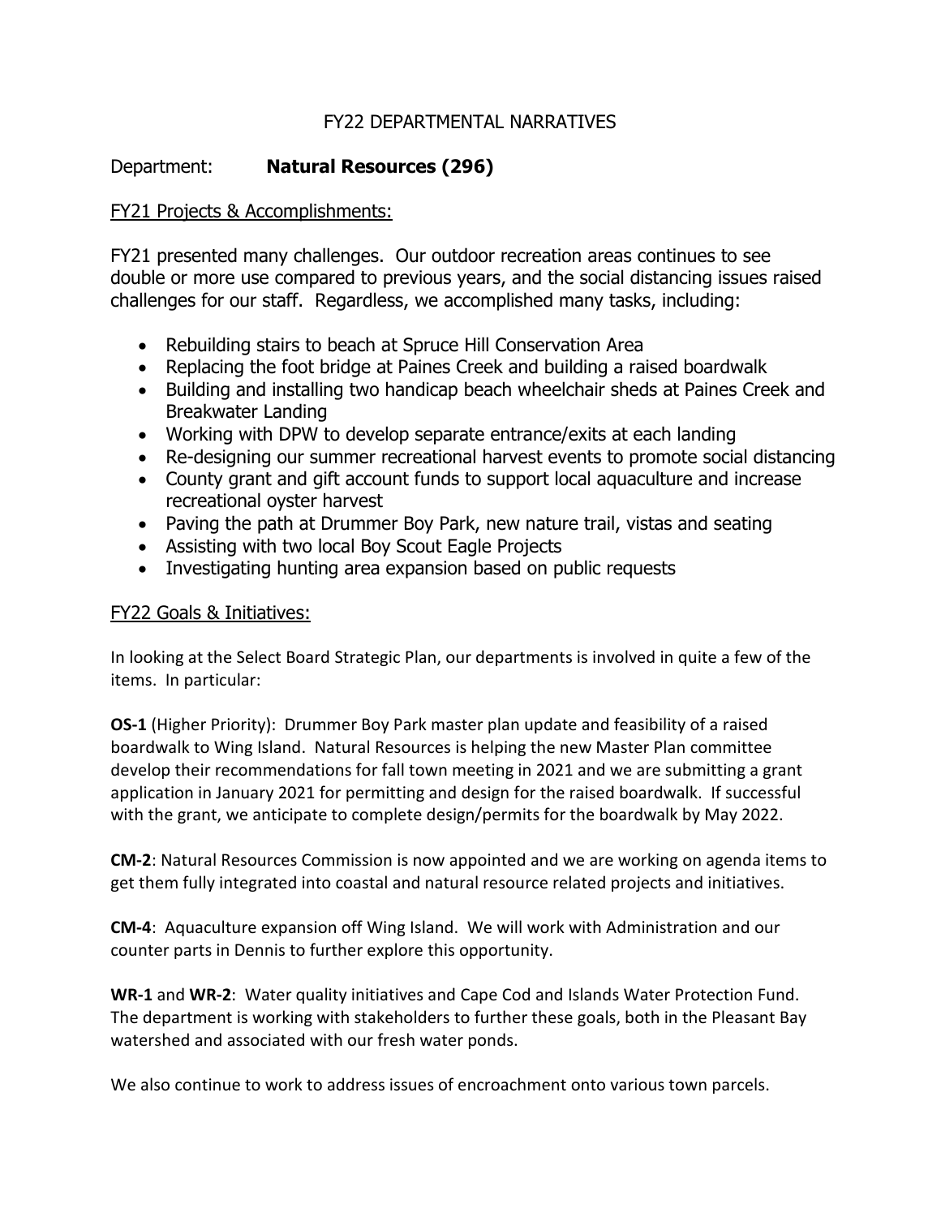# FY22 DEPARTMENTAL NARRATIVES

Department: **Natural Resources (296)**

## FY21 Projects & Accomplishments:

FY21 presented many challenges. Our outdoor recreation areas continues to see double or more use compared to previous years, and the social distancing issues raised challenges for our staff. Regardless, we accomplished many tasks, including:

- Rebuilding stairs to beach at Spruce Hill Conservation Area
- Replacing the foot bridge at Paines Creek and building a raised boardwalk
- Building and installing two handicap beach wheelchair sheds at Paines Creek and Breakwater Landing
- Working with DPW to develop separate entrance/exits at each landing
- Re-designing our summer recreational harvest events to promote social distancing
- County grant and gift account funds to support local aquaculture and increase recreational oyster harvest
- Paving the path at Drummer Boy Park, new nature trail, vistas and seating
- Assisting with two local Boy Scout Eagle Projects
- Investigating hunting area expansion based on public requests

## FY22 Goals & Initiatives:

In looking at the Select Board Strategic Plan, our departments is involved in quite a few of the items. In particular:

**OS-1** (Higher Priority): Drummer Boy Park master plan update and feasibility of a raised boardwalk to Wing Island. Natural Resources is helping the new Master Plan committee develop their recommendations for fall town meeting in 2021 and we are submitting a grant application in January 2021 for permitting and design for the raised boardwalk. If successful with the grant, we anticipate to complete design/permits for the boardwalk by May 2022.

**CM-2**: Natural Resources Commission is now appointed and we are working on agenda items to get them fully integrated into coastal and natural resource related projects and initiatives.

**CM-4**: Aquaculture expansion off Wing Island. We will work with Administration and our counter parts in Dennis to further explore this opportunity.

**WR-1** and **WR-2**: Water quality initiatives and Cape Cod and Islands Water Protection Fund. The department is working with stakeholders to further these goals, both in the Pleasant Bay watershed and associated with our fresh water ponds.

We also continue to work to address issues of encroachment onto various town parcels.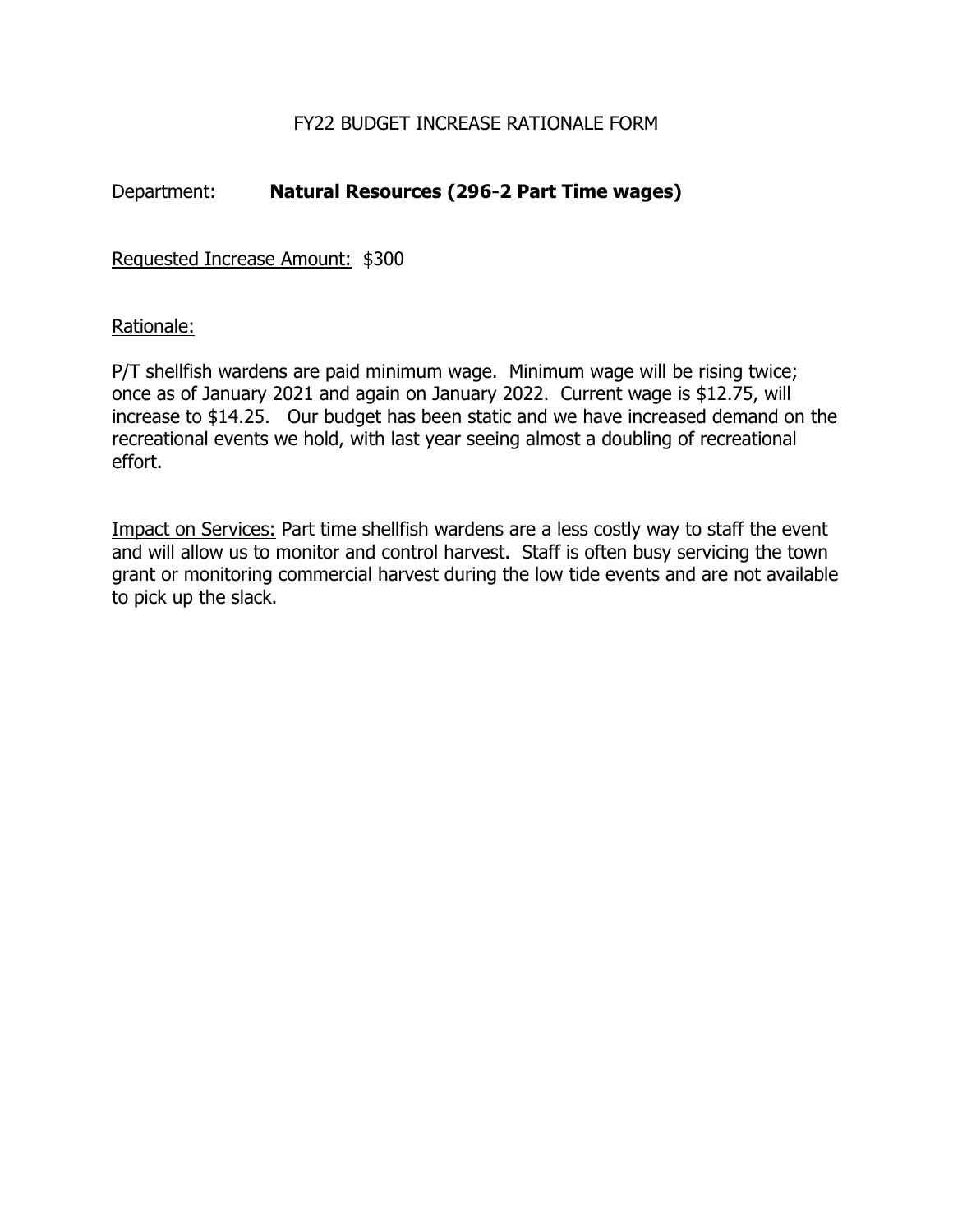# FY22 BUDGET INCREASE RATIONALE FORM

Department: **Natural Resources (296-2 Part Time wages)**

Requested Increase Amount: $300

Rationale:

P/T shellfish wardens are paid minimum wage. Minimum wage will be rising twice; once as of January 2021 and again on January 2022. Current wage is $12.75, will increase to $14.25. Our budget has been static and we have increased demand on the recreational events we hold, with last year seeing almost a doubling of recreational effort.

Impact on Services: Part time shellfish wardens are a less costly way to staff the event and will allow us to monitor and control harvest. Staff is often busy servicing the town grant or monitoring commercial harvest during the low tide events and are not available to pick up the slack.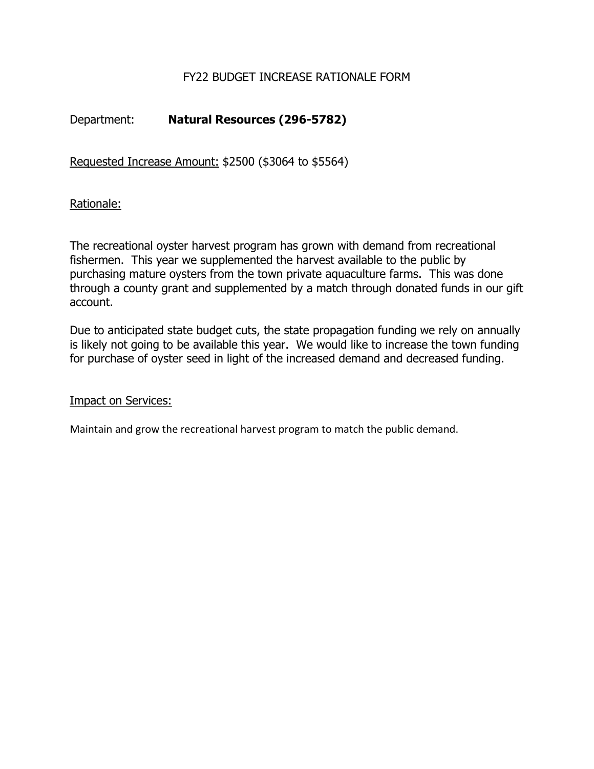# FY22 BUDGET INCREASE RATIONALE FORM

Department: **Natural Resources (296-5782)**

Requested Increase Amount: $2500 ($3064 to $5564)

Rationale:

The recreational oyster harvest program has grown with demand from recreational fishermen. This year we supplemented the harvest available to the public by purchasing mature oysters from the town private aquaculture farms. This was done through a county grant and supplemented by a match through donated funds in our gift account.

Due to anticipated state budget cuts, the state propagation funding we rely on annually is likely not going to be available this year. We would like to increase the town funding for purchase of oyster seed in light of the increased demand and decreased funding.

Impact on Services:

Maintain and grow the recreational harvest program to match the public demand.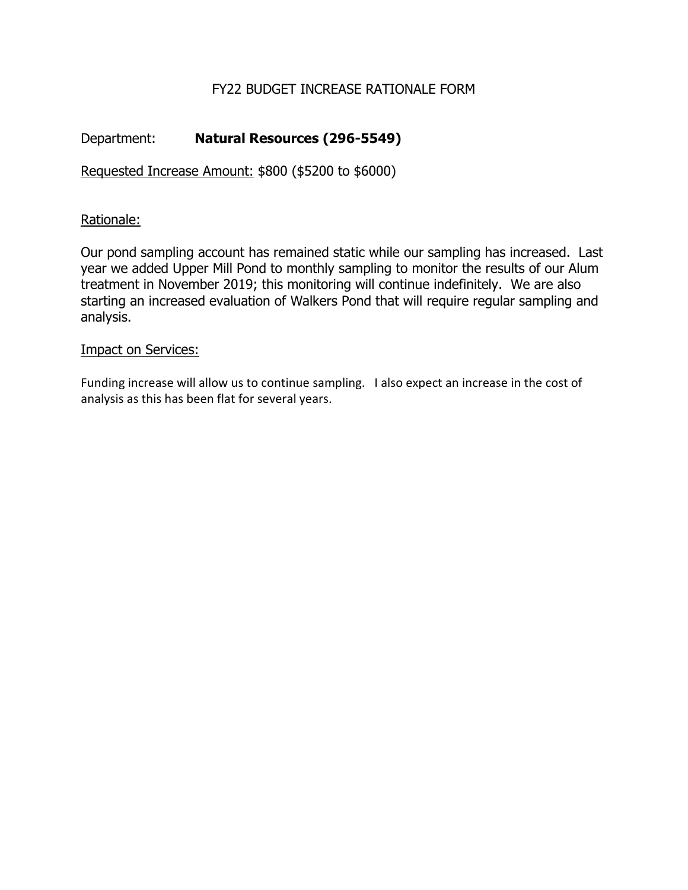# FY22 BUDGET INCREASE RATIONALE FORM

Department: **Natural Resources (296-5549)**

Requested Increase Amount: $800 ($5200 to $6000)

Rationale:

Our pond sampling account has remained static while our sampling has increased. Last year we added Upper Mill Pond to monthly sampling to monitor the results of our Alum treatment in November 2019; this monitoring will continue indefinitely. We are also starting an increased evaluation of Walkers Pond that will require regular sampling and analysis.

Impact on Services:

Funding increase will allow us to continue sampling. I also expect an increase in the cost of analysis as this has been flat for several years.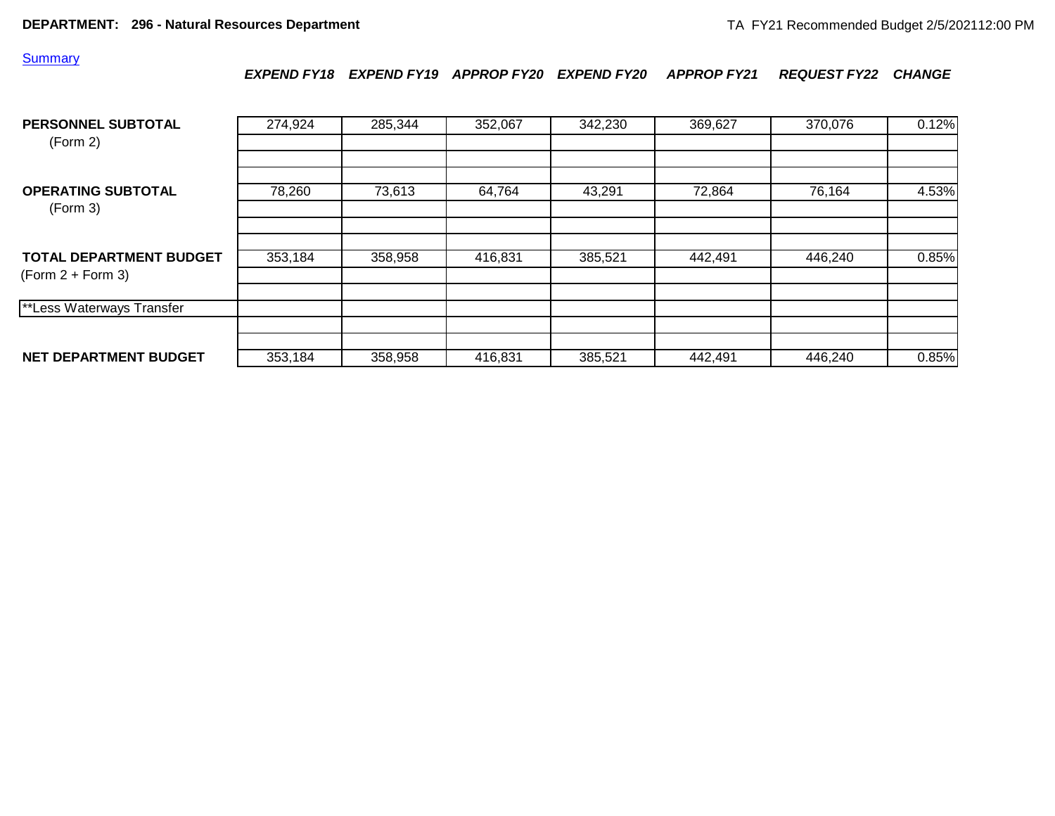**DEPARTMENT: 296 - Natural Resources Department**

TA FY21 Recommended Budget 2/5/2021 12:00 PM

Summary

| | *EXPEND FY18* | *EXPEND FY19* | *APPROP FY20* | *EXPEND FY20* | *APPROP FY21* | *REQUEST FY22* | *CHANGE* |
|---|---|---|---|---|---|---|---|
| **PERSONNEL SUBTOTAL** (Form 2) | 274,924 | 285,344 | 352,067 | 342,230 | 369,627 | 370,076 | 0.12% |
| **OPERATING SUBTOTAL** (Form 3) | 78,260 | 73,613 | 64,764 | 43,291 | 72,864 | 76,164 | 4.53% |
| **TOTAL DEPARTMENT BUDGET** (Form 2 + Form 3) | 353,184 | 358,958 | 416,831 | 385,521 | 442,491 | 446,240 | 0.85% |
| **Less Waterways Transfer | | | | | | | |
| **NET DEPARTMENT BUDGET** | 353,184 | 358,958 | 416,831 | 385,521 | 442,491 | 446,240 | 0.85% |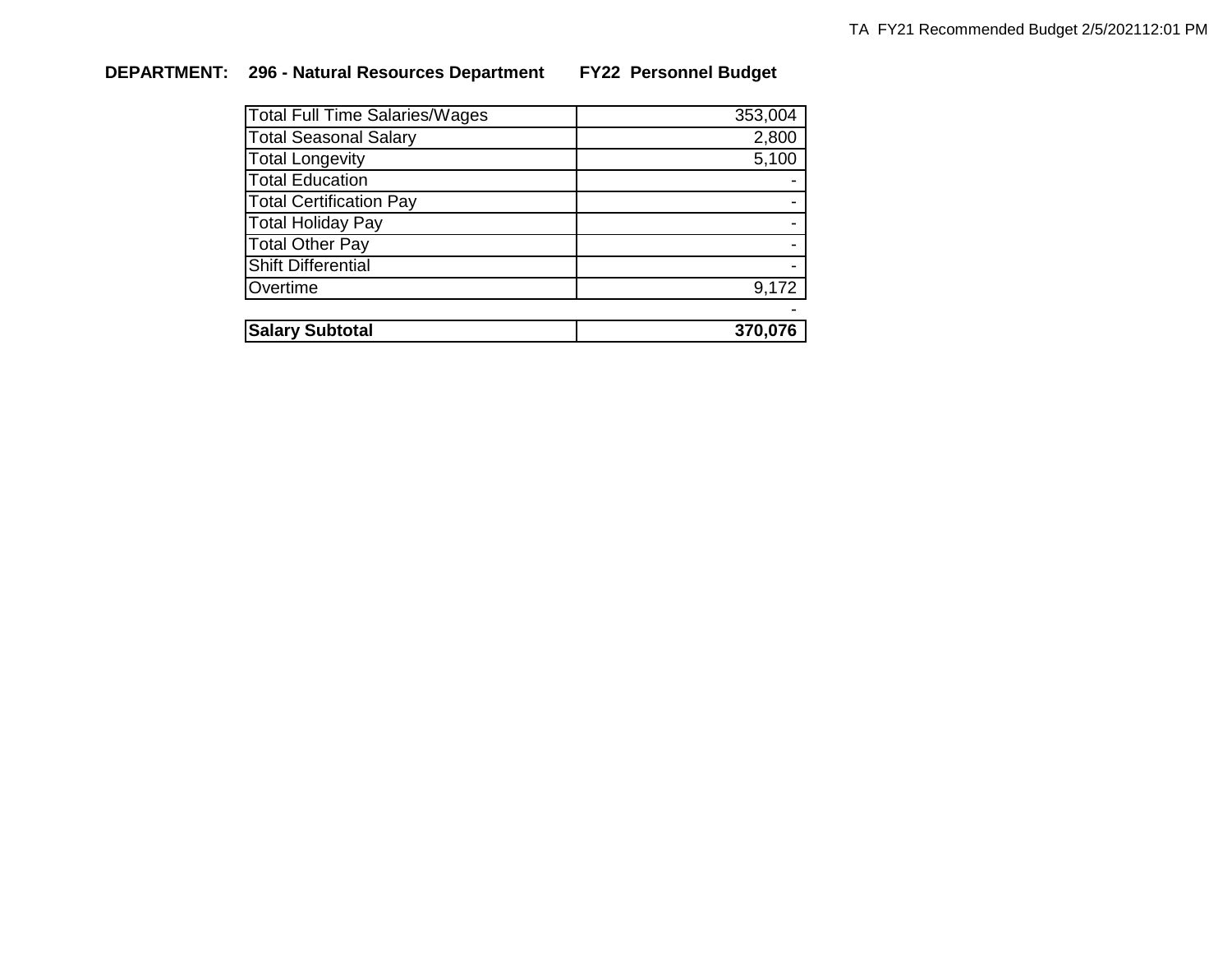**DEPARTMENT: 296 - Natural Resources Department FY22 Personnel Budget**

| | |
|---|---:|
| Total Full Time Salaries/Wages | 353,004 |
| Total Seasonal Salary | 2,800 |
| Total Longevity | 5,100 |
| Total Education | - |
| Total Certification Pay | - |
| Total Holiday Pay | - |
| Total Other Pay | - |
| Shift Differential | - |
| Overtime | 9,172 |
| | - |
| **Salary Subtotal** | **370,076** |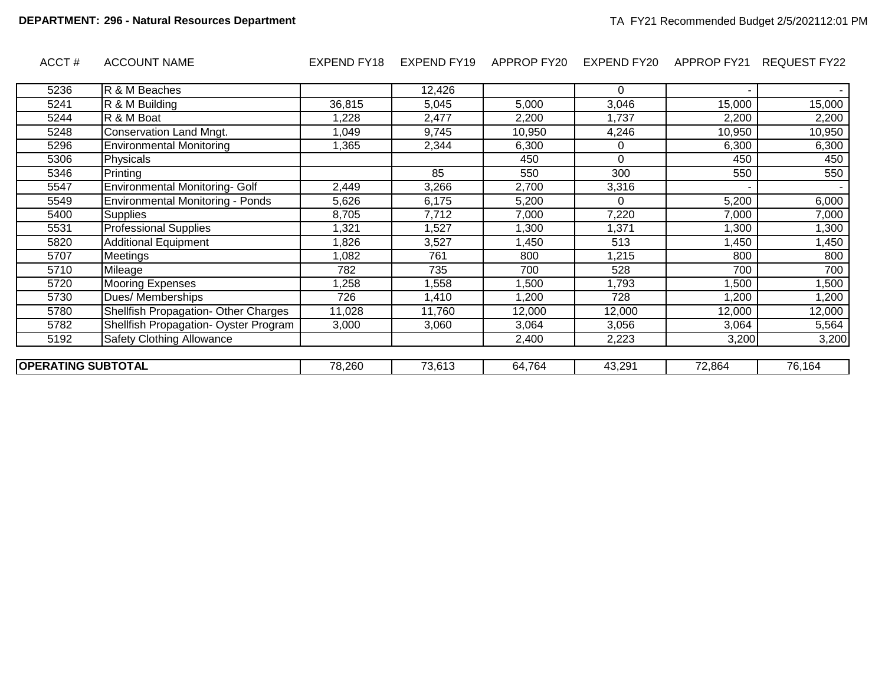**DEPARTMENT: 296 - Natural Resources Department**

TA FY21 Recommended Budget 2/5/202112:01 PM

| ACCT # | ACCOUNT NAME | EXPEND FY18 | EXPEND FY19 | APPROP FY20 | EXPEND FY20 | APPROP FY21 | REQUEST FY22 |
|---|---|---|---|---|---|---|---|
| 5236 | R & M Beaches | | 12,426 | | 0 | - | - |
| 5241 | R & M Building | 36,815 | 5,045 | 5,000 | 3,046 | 15,000 | 15,000 |
| 5244 | R & M Boat | 1,228 | 2,477 | 2,200 | 1,737 | 2,200 | 2,200 |
| 5248 | Conservation Land Mngt. | 1,049 | 9,745 | 10,950 | 4,246 | 10,950 | 10,950 |
| 5296 | Environmental Monitoring | 1,365 | 2,344 | 6,300 | 0 | 6,300 | 6,300 |
| 5306 | Physicals | | | 450 | 0 | 450 | 450 |
| 5346 | Printing | | 85 | 550 | 300 | 550 | 550 |
| 5547 | Environmental Monitoring- Golf | 2,449 | 3,266 | 2,700 | 3,316 | - | - |
| 5549 | Environmental Monitoring - Ponds | 5,626 | 6,175 | 5,200 | 0 | 5,200 | 6,000 |
| 5400 | Supplies | 8,705 | 7,712 | 7,000 | 7,220 | 7,000 | 7,000 |
| 5531 | Professional Supplies | 1,321 | 1,527 | 1,300 | 1,371 | 1,300 | 1,300 |
| 5820 | Additional Equipment | 1,826 | 3,527 | 1,450 | 513 | 1,450 | 1,450 |
| 5707 | Meetings | 1,082 | 761 | 800 | 1,215 | 800 | 800 |
| 5710 | Mileage | 782 | 735 | 700 | 528 | 700 | 700 |
| 5720 | Mooring Expenses | 1,258 | 1,558 | 1,500 | 1,793 | 1,500 | 1,500 |
| 5730 | Dues/ Memberships | 726 | 1,410 | 1,200 | 728 | 1,200 | 1,200 |
| 5780 | Shellfish Propagation- Other Charges | 11,028 | 11,760 | 12,000 | 12,000 | 12,000 | 12,000 |
| 5782 | Shellfish Propagation- Oyster Program | 3,000 | 3,060 | 3,064 | 3,056 | 3,064 | 5,564 |
| 5192 | Safety Clothing Allowance | | | 2,400 | 2,223 | 3,200 | 3,200 |
| **OPERATING SUBTOTAL** | | 78,260 | 73,613 | 64,764 | 43,291 | 72,864 | 76,164 |